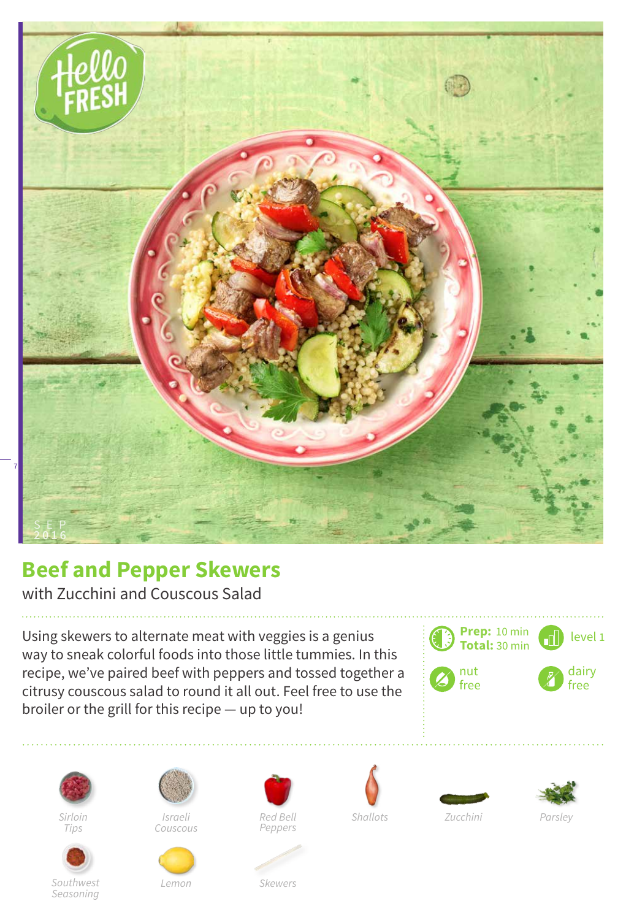# Beef and Pepper Skewers

with Zucchini and Couscous Salad

Using skewers to alternate meat with veggies is a genius way to sneak colorful foods into those little tummies. In this recipe, we've paired beef with peppers and tossed together a citrusy couscous salad to round it all out. Feel free to use the broiler or the grill for this recipe — up to you!

**Prep:** 10 min
**Total:** 30 min

level 1

nut free

dairy free

- Sirloin Tips
- Israeli Couscous
- Red Bell Peppers
- Shallots
- Zucchini
- Parsley
- Southwest Seasoning
- Lemon
- Skewers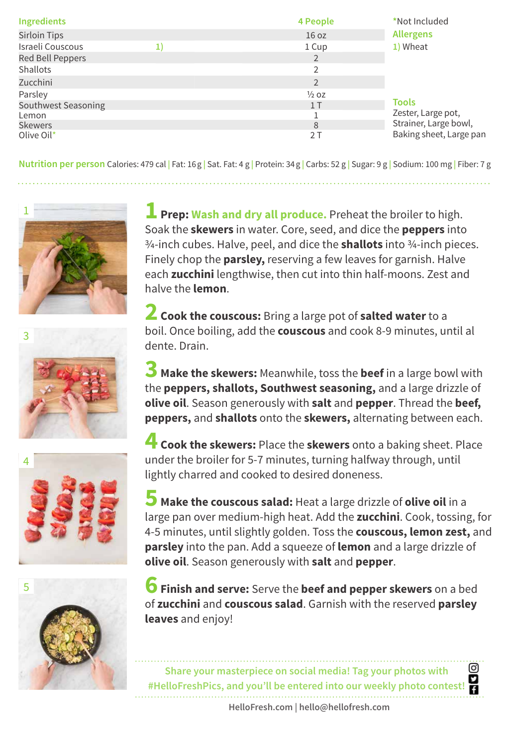| Ingredients | | 4 People |
| --- | --- | --- |
| Sirloin Tips | | 16 oz |
| Israeli Couscous | 1) | 1 Cup |
| Red Bell Peppers | | 2 |
| Shallots | | 2 |
| Zucchini | | 2 |
| Parsley | | ½ oz |
| Southwest Seasoning | | 1 T |
| Lemon | | 1 |
| Skewers | | 8 |
| Olive Oil* | | 2 T |

*Not Included

**Allergens**

1) Wheat

**Tools**

Zester, Large pot, Strainer, Large bowl, Baking sheet, Large pan

**Nutrition per person** Calories: 479 cal | Fat: 16 g | Sat. Fat: 4 g | Protein: 34 g | Carbs: 52 g | Sugar: 9 g | Sodium: 100 mg | Fiber: 7 g

1 **Prep: Wash and dry all produce.** Preheat the broiler to high. Soak the **skewers** in water. Core, seed, and dice the **peppers** into ¾-inch cubes. Halve, peel, and dice the **shallots** into ¾-inch pieces. Finely chop the **parsley,** reserving a few leaves for garnish. Halve each **zucchini** lengthwise, then cut into thin half-moons. Zest and halve the **lemon**.

2 **Cook the couscous:** Bring a large pot of **salted water** to a boil. Once boiling, add the **couscous** and cook 8-9 minutes, until al dente. Drain.

3 **Make the skewers:** Meanwhile, toss the **beef** in a large bowl with the **peppers, shallots, Southwest seasoning,** and a large drizzle of **olive oil**. Season generously with **salt** and **pepper**. Thread the **beef, peppers,** and **shallots** onto the **skewers,** alternating between each.

4 **Cook the skewers:** Place the **skewers** onto a baking sheet. Place under the broiler for 5-7 minutes, turning halfway through, until lightly charred and cooked to desired doneness.

5 **Make the couscous salad:** Heat a large drizzle of **olive oil** in a large pan over medium-high heat. Add the **zucchini**. Cook, tossing, for 4-5 minutes, until slightly golden. Toss the **couscous, lemon zest,** and **parsley** into the pan. Add a squeeze of **lemon** and a large drizzle of **olive oil**. Season generously with **salt** and **pepper**.

6 **Finish and serve:** Serve the **beef and pepper skewers** on a bed of **zucchini** and **couscous salad**. Garnish with the reserved **parsley leaves** and enjoy!

Share your masterpiece on social media! Tag your photos with #HelloFreshPics, and you'll be entered into our weekly photo contest!

HelloFresh.com | hello@hellofresh.com